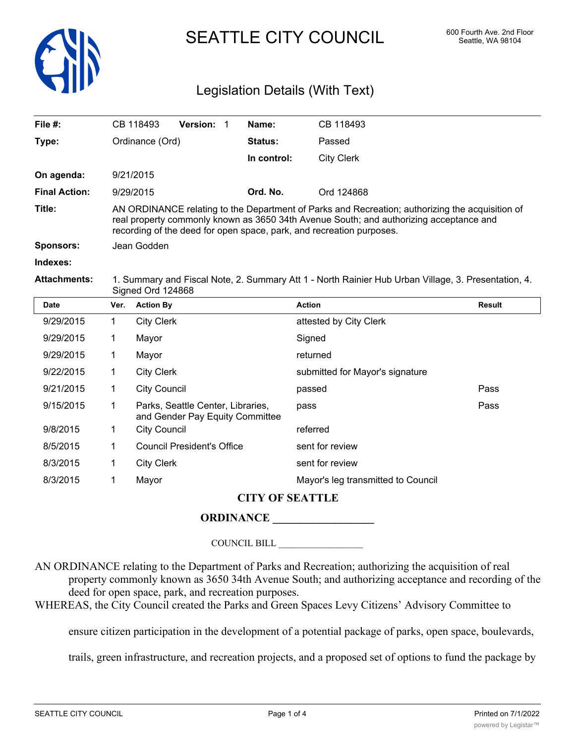# SEATTLE CITY COUNCIL

600 Fourth Ave. 2nd Floor
Seattle, WA 98104

## Legislation Details (With Text)

| | | | |
|---|---|---|---|
| **File #:** | CB 118493 **Version:** 1 | **Name:** | CB 118493 |
| **Type:** | Ordinance (Ord) | **Status:** | Passed |
| | | **In control:** | City Clerk |
| **On agenda:** | 9/21/2015 | | |
| **Final Action:** | 9/29/2015 | **Ord. No.** | Ord 124868 |

**Title:** AN ORDINANCE relating to the Department of Parks and Recreation; authorizing the acquisition of real property commonly known as 3650 34th Avenue South; and authorizing acceptance and recording of the deed for open space, park, and recreation purposes.

**Sponsors:** Jean Godden

**Indexes:**

**Attachments:** 1. Summary and Fiscal Note, 2. Summary Att 1 - North Rainier Hub Urban Village, 3. Presentation, 4. Signed Ord 124868

| Date | Ver. | Action By | Action | Result |
|---|---|---|---|---|
| 9/29/2015 | 1 | City Clerk | attested by City Clerk | |
| 9/29/2015 | 1 | Mayor | Signed | |
| 9/29/2015 | 1 | Mayor | returned | |
| 9/22/2015 | 1 | City Clerk | submitted for Mayor's signature | |
| 9/21/2015 | 1 | City Council | passed | Pass |
| 9/15/2015 | 1 | Parks, Seattle Center, Libraries, and Gender Pay Equity Committee | pass | Pass |
| 9/8/2015 | 1 | City Council | referred | |
| 8/5/2015 | 1 | Council President's Office | sent for review | |
| 8/3/2015 | 1 | City Clerk | sent for review | |
| 8/3/2015 | 1 | Mayor | Mayor's leg transmitted to Council | |

**CITY OF SEATTLE**

**ORDINANCE __________________**

COUNCIL BILL __________________

AN ORDINANCE relating to the Department of Parks and Recreation; authorizing the acquisition of real property commonly known as 3650 34th Avenue South; and authorizing acceptance and recording of the deed for open space, park, and recreation purposes.

WHEREAS, the City Council created the Parks and Green Spaces Levy Citizens' Advisory Committee to ensure citizen participation in the development of a potential package of parks, open space, boulevards, trails, green infrastructure, and recreation projects, and a proposed set of options to fund the package by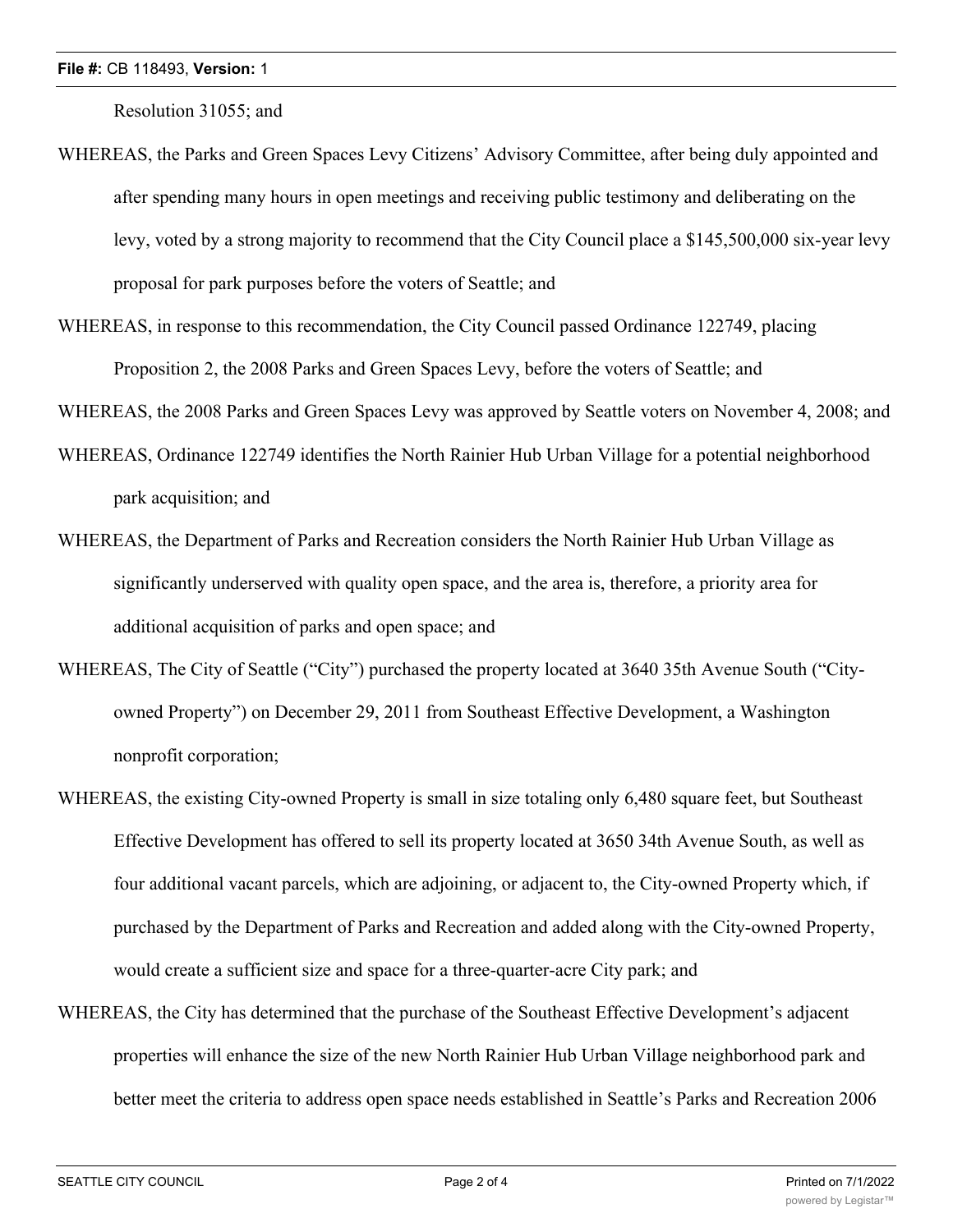Resolution 31055; and

WHEREAS, the Parks and Green Spaces Levy Citizens' Advisory Committee, after being duly appointed and after spending many hours in open meetings and receiving public testimony and deliberating on the levy, voted by a strong majority to recommend that the City Council place a $145,500,000 six-year levy proposal for park purposes before the voters of Seattle; and

WHEREAS, in response to this recommendation, the City Council passed Ordinance 122749, placing Proposition 2, the 2008 Parks and Green Spaces Levy, before the voters of Seattle; and

WHEREAS, the 2008 Parks and Green Spaces Levy was approved by Seattle voters on November 4, 2008; and

WHEREAS, Ordinance 122749 identifies the North Rainier Hub Urban Village for a potential neighborhood park acquisition; and

WHEREAS, the Department of Parks and Recreation considers the North Rainier Hub Urban Village as significantly underserved with quality open space, and the area is, therefore, a priority area for additional acquisition of parks and open space; and

WHEREAS, The City of Seattle ("City") purchased the property located at 3640 35th Avenue South ("City-owned Property") on December 29, 2011 from Southeast Effective Development, a Washington nonprofit corporation;

WHEREAS, the existing City-owned Property is small in size totaling only 6,480 square feet, but Southeast Effective Development has offered to sell its property located at 3650 34th Avenue South, as well as four additional vacant parcels, which are adjoining, or adjacent to, the City-owned Property which, if purchased by the Department of Parks and Recreation and added along with the City-owned Property, would create a sufficient size and space for a three-quarter-acre City park; and

WHEREAS, the City has determined that the purchase of the Southeast Effective Development's adjacent properties will enhance the size of the new North Rainier Hub Urban Village neighborhood park and better meet the criteria to address open space needs established in Seattle's Parks and Recreation 2006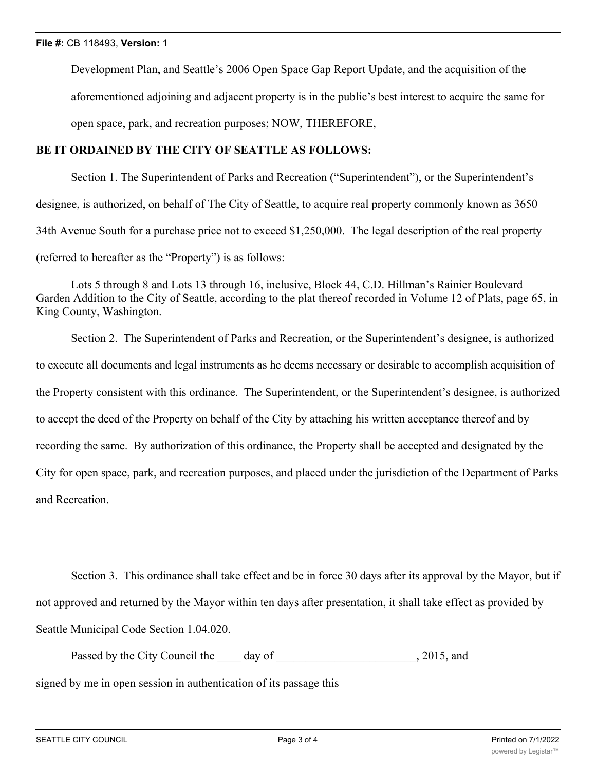Development Plan, and Seattle's 2006 Open Space Gap Report Update, and the acquisition of the aforementioned adjoining and adjacent property is in the public's best interest to acquire the same for open space, park, and recreation purposes; NOW, THEREFORE,

**BE IT ORDAINED BY THE CITY OF SEATTLE AS FOLLOWS:**

Section 1. The Superintendent of Parks and Recreation ("Superintendent"), or the Superintendent's designee, is authorized, on behalf of The City of Seattle, to acquire real property commonly known as 3650 34th Avenue South for a purchase price not to exceed $1,250,000. The legal description of the real property (referred to hereafter as the "Property") is as follows:

Lots 5 through 8 and Lots 13 through 16, inclusive, Block 44, C.D. Hillman's Rainier Boulevard Garden Addition to the City of Seattle, according to the plat thereof recorded in Volume 12 of Plats, page 65, in King County, Washington.

Section 2. The Superintendent of Parks and Recreation, or the Superintendent's designee, is authorized to execute all documents and legal instruments as he deems necessary or desirable to accomplish acquisition of the Property consistent with this ordinance. The Superintendent, or the Superintendent's designee, is authorized to accept the deed of the Property on behalf of the City by attaching his written acceptance thereof and by recording the same. By authorization of this ordinance, the Property shall be accepted and designated by the City for open space, park, and recreation purposes, and placed under the jurisdiction of the Department of Parks and Recreation.

Section 3. This ordinance shall take effect and be in force 30 days after its approval by the Mayor, but if not approved and returned by the Mayor within ten days after presentation, it shall take effect as provided by Seattle Municipal Code Section 1.04.020.

Passed by the City Council the ____ day of ________________________, 2015, and signed by me in open session in authentication of its passage this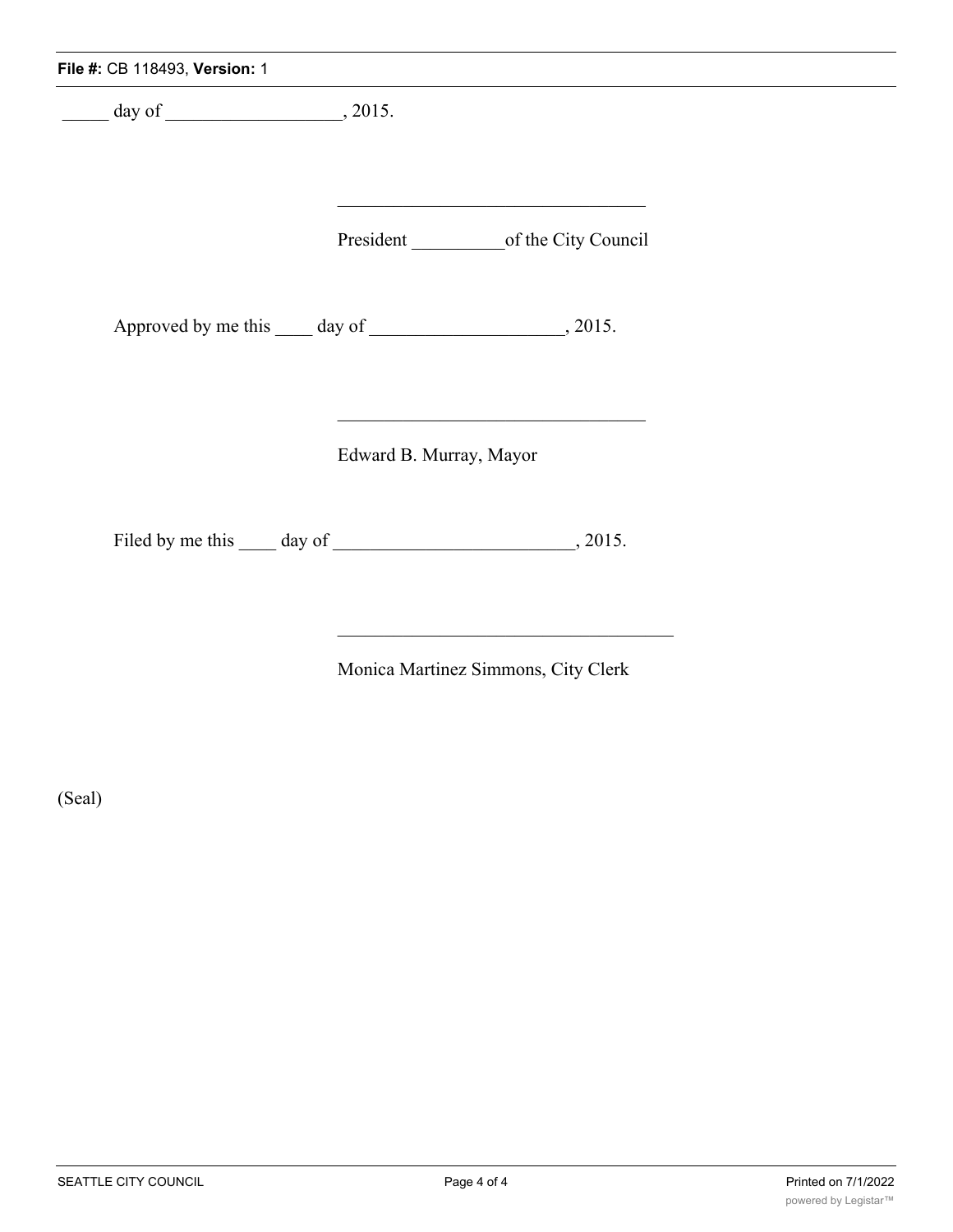_____ day of ___________________, 2015.

_________________________________

President __________of the City Council

Approved by me this ____ day of _____________________, 2015.

_________________________________

Edward B. Murray, Mayor

Filed by me this ____ day of __________________________, 2015.

____________________________________

Monica Martinez Simmons, City Clerk

(Seal)